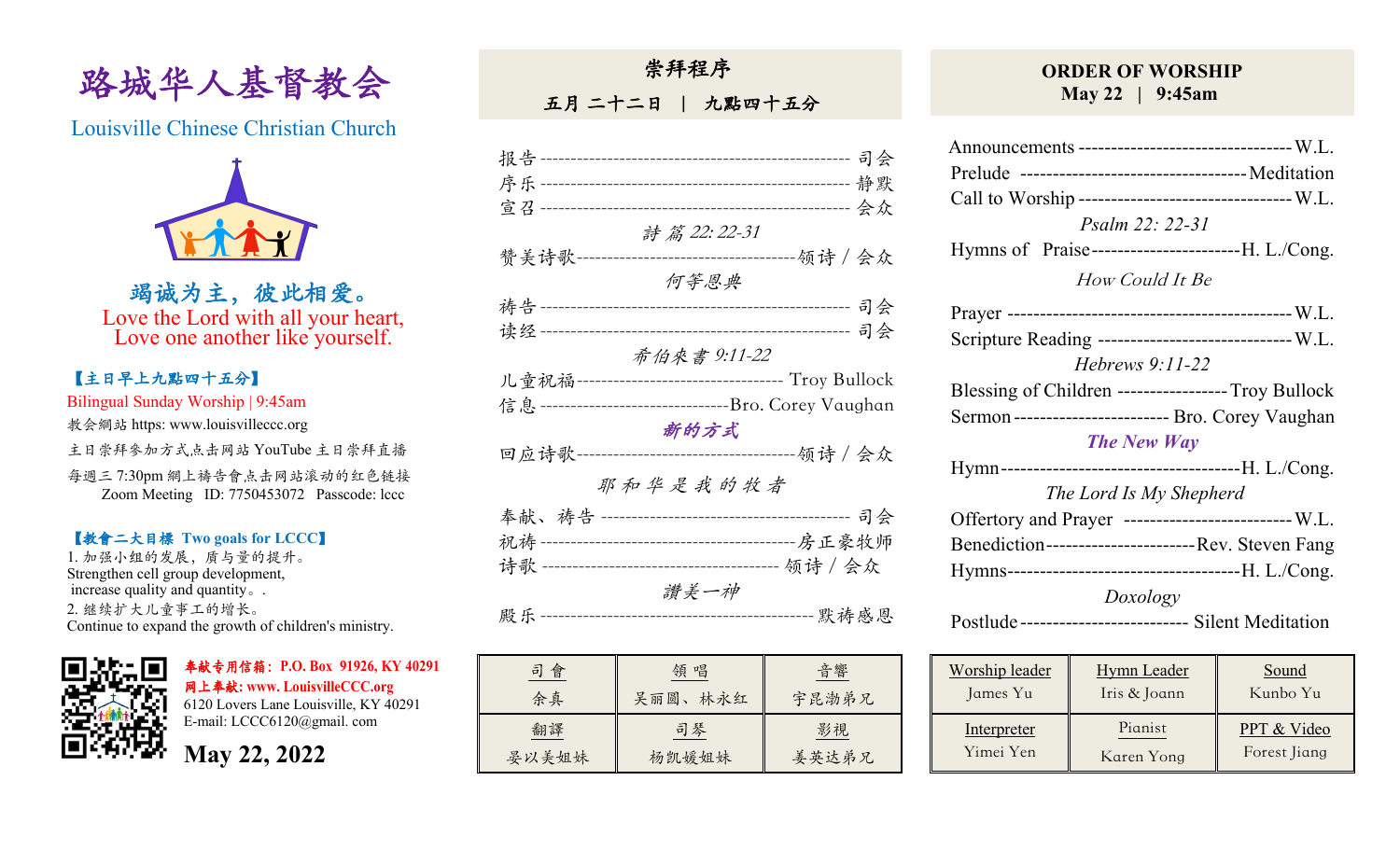# 路城华人基督教会

Louisville Chinese Christian Church

**竭诚为主，彼此相爱。**
Love the Lord with all your heart,
Love one another like yourself.

**【主日早上九點四十五分】**
Bilingual Sunday Worship | 9:45am
教会網站 https: www.louisvilleccc.org
主日崇拜参加方式点击网站 YouTube 主日崇拜直播
每週三 7:30pm 網上禱告會点击网站滚动的红色链接
Zoom Meeting ID: 7750453072 Passcode: lccc

**【教會二大目標 Two goals for LCCC】**
1. 加强小组的发展，质与量的提升。
Strengthen cell group development,
increase quality and quantity。.
2. 继续扩大儿童事工的增长。
Continue to expand the growth of children's ministry.

**奉献专用信箱：P.O. Box 91926, KY 40291**
**网上奉献: www. LouisvilleCCC.org**
6120 Lovers Lane Louisville, KY 40291
E-mail: LCCC6120@gmail. com

**May 22, 2022**

## 崇拜程序

**五月 二十二日 | 九點四十五分**

报告 ---------------------------- 司会
序乐 ---------------------------- 静默
宣召 ---------------------------- 会众
*詩 篇 22: 22-31*
赞美诗歌 ------------------------ 领诗 / 会众
*何等恩典*
祷告 ---------------------------- 司会
读经 ---------------------------- 司会
*希伯來書 9:11-22*
儿童祝福 ------------------------ Troy Bullock
信息 ---------------------------- Bro. Corey Vaughan
***新的方式***
回应诗歌 ------------------------ 领诗 / 会众
*耶 和 华 是 我 的 牧 者*
奉献、祷告 ---------------------- 司会
祝祷 ---------------------------- 房正豪牧师
诗歌 ---------------------------- 领诗 / 会众
*讚美一神*
殿乐 ---------------------------- 默祷感恩

| 司會 | 領唱 | 音響 |
|---|---|---|
| 余真 | 吴丽圆、林永红 | 宇昆渤弟兄 |
| **翻譯** | **司琴** | **影視** |
| 晏以美姐妹 | 杨凯媛姐妹 | 姜英达弟兄 |

## ORDER OF WORSHIP

**May 22 | 9:45am**

Announcements ---------------------------- W.L.
Prelude ---------------------------- Meditation
Call to Worship ---------------------------- W.L.
*Psalm 22: 22-31*
Hymns of Praise ------------------------ H. L./Cong.
*How Could It Be*
Prayer ---------------------------- W.L.
Scripture Reading ---------------------------- W.L.
*Hebrews 9:11-22*
Blessing of Children ---------------- Troy Bullock
Sermon ------------------------ Bro. Corey Vaughan
***The New Way***
Hymn ---------------------------- H. L./Cong.
*The Lord Is My Shepherd*
Offertory and Prayer ---------------------------- W.L.
Benediction ------------------------ Rev. Steven Fang
Hymns ---------------------------- H. L./Cong.
*Doxology*
Postlude ------------------------ Silent Meditation

| Worship leader | Hymn Leader | Sound |
|---|---|---|
| James Yu | Iris & Joann | Kunbo Yu |
| **Interpreter** | **Pianist** | **PPT & Video** |
| Yimei Yen | Karen Yong | Forest Jiang |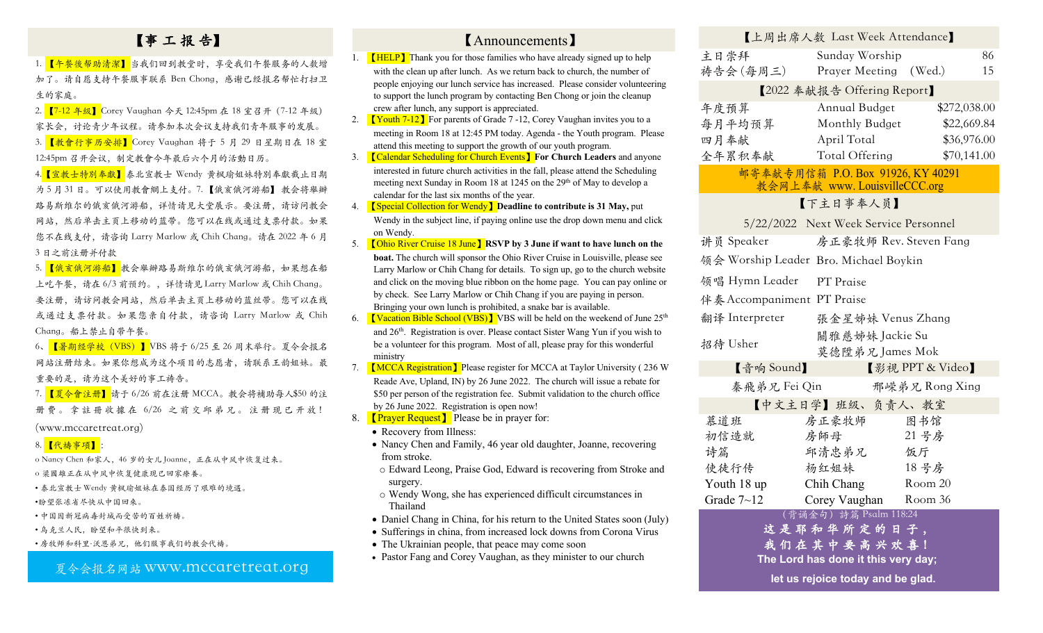## 【事工报告】

1. 【午餐後帮助清潔】当我们回到教堂时，享受我们午餐服务的人数增加了。请自愿支持午餐服事联系 Ben Chong，感谢已经报名帮忙打扫卫生的家庭。

2. 【7-12 年级】Corey Vaughan 今天 12:45pm 在 18 室召开（7-12 年级）家长会，讨论青少年议程。请参加本次会议支持我们青年服事的发展。

3. 【教會行事历安排】Corey Vaughan 将于 5 月 29 日星期日在 18 室 12:45pm 召开会议，制定教會今年最后六个月的活动日历。

4. 【宣教士特别奉献】泰北宣教士 Wendy 黄枫瑜姐妹特别奉獻截止日期为 5 月 31 日。可以使用教會網上支付。7.【俄亥俄河游船】教會將舉辦路易斯维尔的俄亥俄河游船，详情请见大堂展示。要注册，请访问教会网站，然后单击主頁上移动的蓝带。您可以在线或通过支票付款。如果您不在线支付，请咨询 Larry Marlow 或 Chih Chang。请在 2022 年 6 月 3 日之前注冊并付款

5. 【俄亥俄河游船】教会舉辦路易斯维尔的俄亥俄河游船，如果想在船上吃午餐，请在 6/3 前预约。，详情请见 Larry Marlow 或 Chih Chang。要注册，请访问教会网站，然后单击主页上移动的蓝丝带。您可以在线或通过支票付款。如果您亲自付款，请咨询 Larry Marlow 或 Chih Chang。船上禁止自带午餐。

6、【暑期经学校（VBS）】VBS 将于 6/25 至 26 周末举行。夏令会报名网站注册结束。如果你想成为这个项目的志愿者，请联系王韵姐妹。最重要的是，请为这个美好的事工祷告。

7. 【夏令會注册】请于 6/26 前在注册 MCCA。教會将補助每人$50 的注册费。拿註冊收據在 6/26 之前交邱弟兄。注册现已开放！(www.mccaretreat.org)

8. 【代祷事项】:

- Nancy Chen 和家人，46 岁的女儿 Joanne，正在从中风中恢复过来。
- 梁國雄正在从中风中恢复健康現已回家療養。
- 泰北宣教士 Wendy 黄枫瑜姐妹在泰国经历了艰难的境遇。
- 盼望张凛有尽快从中国回来。
- 中国因新冠病毒封城而受苦的百姓祈祷。
- 乌克兰人民，盼望和平很快到来。
- 房牧师和科里·沃恩弟兄，他们服事我们的教会代祷。

夏令会报名网站 www.mccaretreat.org

## 【Announcements】

1. 【HELP】Thank you for those families who have already signed up to help with the clean up after lunch. As we return back to church, the number of people enjoying our lunch service has increased. Please consider volunteering to support the lunch program by contacting Ben Chong or join the cleanup crew after lunch, any support is appreciated.
2. 【Youth 7-12】For parents of Grade 7 -12, Corey Vaughan invites you to a meeting in Room 18 at 12:45 PM today. Agenda - the Youth program. Please attend this meeting to support the growth of our youth program.
3. 【Calendar Scheduling for Church Events】**For Church Leaders** and anyone interested in future church activities in the fall, please attend the Scheduling meeting next Sunday in Room 18 at 1245 on the 29th of May to develop a calendar for the last six months of the year.
4. 【Special Collection for Wendy】**Deadline to contribute is 31 May,** put Wendy in the subject line, if paying online use the drop down menu and click on Wendy.
5. 【Ohio River Cruise 18 June】**RSVP by 3 June if want to have lunch on the boat.** The church will sponsor the Ohio River Cruise in Louisville, please see Larry Marlow or Chih Chang for details. To sign up, go to the church website and click on the moving blue ribbon on the home page. You can pay online or by check. See Larry Marlow or Chih Chang if you are paying in person. Bringing your own lunch is prohibited, a snake bar is available.
6. 【Vacation Bible School (VBS)】VBS will be held on the weekend of June 25th and 26th. Registration is over. Please contact Sister Wang Yun if you wish to be a volunteer for this program. Most of all, please pray for this wonderful ministry
7. 【MCCA Registration】Please register for MCCA at Taylor University ( 236 W Reade Ave, Upland, IN) by 26 June 2022. The church will issue a rebate for $50 per person of the registration fee. Submit validation to the church office by 26 June 2022. Registration is open now!
8. 【Prayer Request】 Please be in prayer for:
   - Recovery from Illness:
   - Nancy Chen and Family, 46 year old daughter, Joanne, recovering from stroke.
     - Edward Leong, Praise God, Edward is recovering from Stroke and surgery.
     - Wendy Wong, she has experienced difficult circumstances in Thailand
   - Daniel Chang in China, for his return to the United States soon (July)
   - Sufferings in china, from increased lock downs from Corona Virus
   - The Ukrainian people, that peace may come soon
   - Pastor Fang and Corey Vaughan, as they minister to our church

## 【上周出席人数 Last Week Attendance】

| | | |
|---|---|---|
| 主日崇拜 | Sunday Worship | 86 |
| 祷告会（每周三） | Prayer Meeting (Wed.) | 15 |

## 【2022 奉献报告 Offering Report】

| | | |
|---|---|---|
| 年度预算 | Annual Budget | $272,038.00 |
| 每月平均预算 | Monthly Budget | $22,669.84 |
| 四月奉献 | April Total | $36,976.00 |
| 全年累积奉献 | Total Offering | $70,141.00 |

邮寄奉献专用信箱 P.O. Box 91926, KY 40291
教会网上奉献 www. LouisvilleCCC.org

## 【下主日事奉人员】

5/22/2022 Next Week Service Personnel

| | |
|---|---|
| 讲员 Speaker | 房正豪牧师 Rev. Steven Fang |
| 领会 Worship Leader | Bro. Michael Boykin |
| 领唱 Hymn Leader | PT Praise |
| 伴奏 Accompaniment | PT Praise |
| 翻译 Interpreter | 張金星姊妹 Venus Zhang |
| 招待 Usher | 關雅慈姊妹 Jackie Su<br>莫德陞弟兄 James Mok |

| 【音响 Sound】 | 【影视 PPT & Video】 |
|---|---|
| 秦飛弟兄 Fei Qin | 邢嵘弟兄 Rong Xing |

## 【中文主日学】班级、负责人、教室

| | | |
|---|---|---|
| 慕道班 | 房正豪牧师 | 图书馆 |
| 初信造就 | 房師母 | 21 号房 |
| 诗篇 | 邱清忠弟兄 | 饭厅 |
| 使徒行传 | 杨红姐妹 | 18 号房 |
| Youth 18 up | Chih Chang | Room 20 |
| Grade 7~12 | Corey Vaughan | Room 36 |

（背诵金句）詩篇 Psalm 118:24

**这是耶和华所定的日子，**
**我们在其中要高兴欢喜！**
**The Lord has done it this very day;**
**let us rejoice today and be glad.**